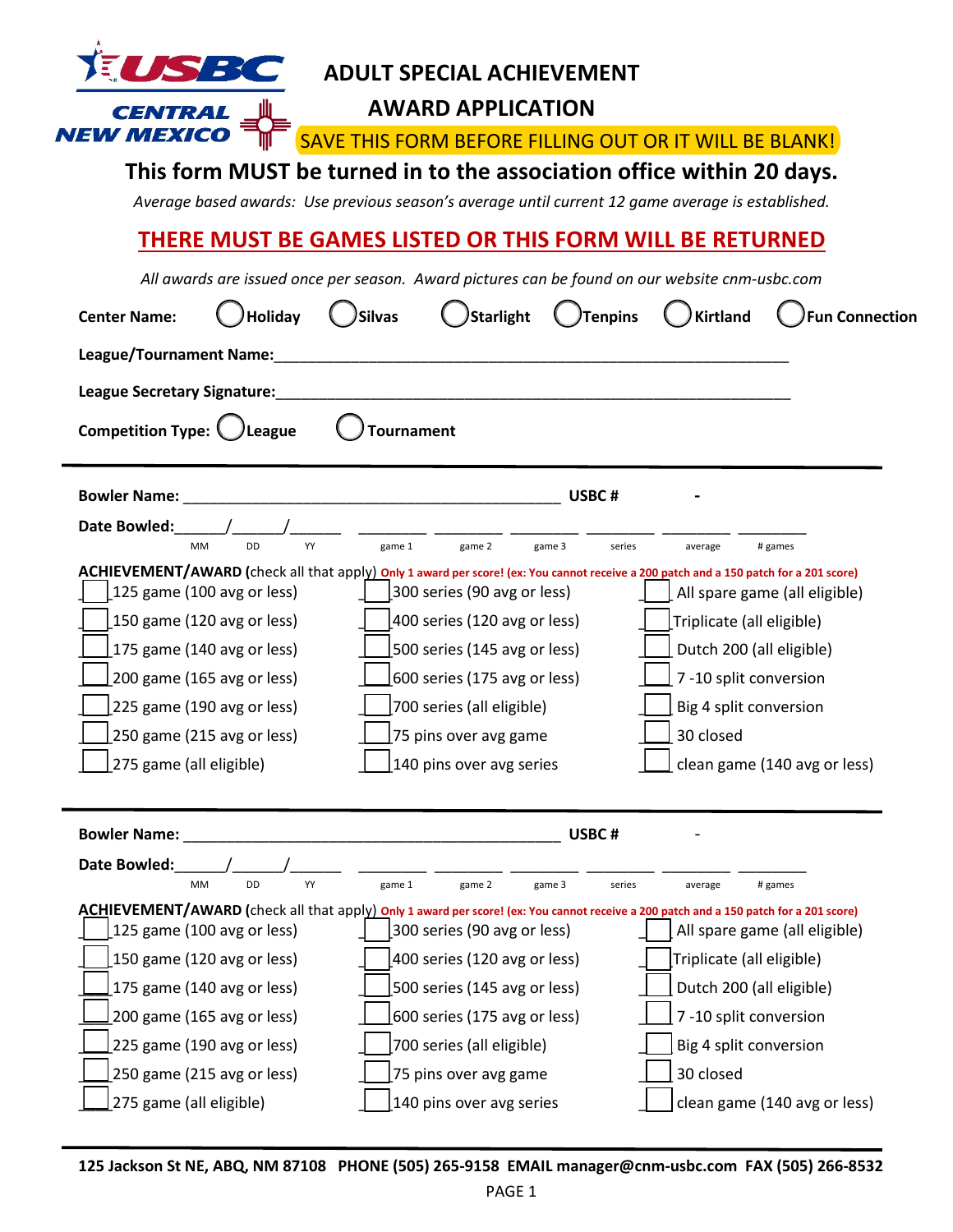USBC CENTRAL NEW MEXICO

# ADULT SPECIAL ACHIEVEMENT AWARD APPLICATION

SAVE THIS FORM BEFORE FILLING OUT OR IT WILL BE BLANK!

**This form MUST be turned in to the association office within 20 days.**

*Average based awards: Use previous season's average until current 12 game average is established.*

## THERE MUST BE GAMES LISTED OR THIS FORM WILL BE RETURNED

*All awards are issued once per season. Award pictures can be found on our website cnm-usbc.com*

**Center Name:** ◯ Holiday ◯ Silvas ◯ Starlight ◯ Tenpins ◯ Kirtland ◯ Fun Connection

**League/Tournament Name:** ____________________________________________

**League Secretary Signature:** ____________________________________________

**Competition Type:** ◯ League ◯ Tournament

---

**Bowler Name:** ____________________________________ **USBC #** ______ - ______

**Date Bowled:** ____/____/____ (MM DD YY) ________ game 1 ________ game 2 ________ game 3 ________ series ________ average ________ # games

**ACHIEVEMENT/AWARD** (check all that apply) **Only 1 award per score! (ex: You cannot receive a 200 patch and a 150 patch for a 201 score)**

| | | |
|---|---|---|
| ☐ 125 game (100 avg or less) | ☐ 300 series (90 avg or less) | ☐ All spare game (all eligible) |
| ☐ 150 game (120 avg or less) | ☐ 400 series (120 avg or less) | ☐ Triplicate (all eligible) |
| ☐ 175 game (140 avg or less) | ☐ 500 series (145 avg or less) | ☐ Dutch 200 (all eligible) |
| ☐ 200 game (165 avg or less) | ☐ 600 series (175 avg or less) | ☐ 7 -10 split conversion |
| ☐ 225 game (190 avg or less) | ☐ 700 series (all eligible) | ☐ Big 4 split conversion |
| ☐ 250 game (215 avg or less) | ☐ 75 pins over avg game | ☐ 30 closed |
| ☐ 275 game (all eligible) | ☐ 140 pins over avg series | ☐ clean game (140 avg or less) |

---

**Bowler Name:** ____________________________________ **USBC #** ______ - ______

**Date Bowled:** ____/____/____ (MM DD YY) ________ game 1 ________ game 2 ________ game 3 ________ series ________ average ________ # games

**ACHIEVEMENT/AWARD** (check all that apply) **Only 1 award per score! (ex: You cannot receive a 200 patch and a 150 patch for a 201 score)**

| | | |
|---|---|---|
| ☐ 125 game (100 avg or less) | ☐ 300 series (90 avg or less) | ☐ All spare game (all eligible) |
| ☐ 150 game (120 avg or less) | ☐ 400 series (120 avg or less) | ☐ Triplicate (all eligible) |
| ☐ 175 game (140 avg or less) | ☐ 500 series (145 avg or less) | ☐ Dutch 200 (all eligible) |
| ☐ 200 game (165 avg or less) | ☐ 600 series (175 avg or less) | ☐ 7 -10 split conversion |
| ☐ 225 game (190 avg or less) | ☐ 700 series (all eligible) | ☐ Big 4 split conversion |
| ☐ 250 game (215 avg or less) | ☐ 75 pins over avg game | ☐ 30 closed |
| ☐ 275 game (all eligible) | ☐ 140 pins over avg series | ☐ clean game (140 avg or less) |

---

**125 Jackson St NE, ABQ, NM 87108 PHONE (505) 265-9158 EMAIL manager@cnm-usbc.com FAX (505) 266-8532**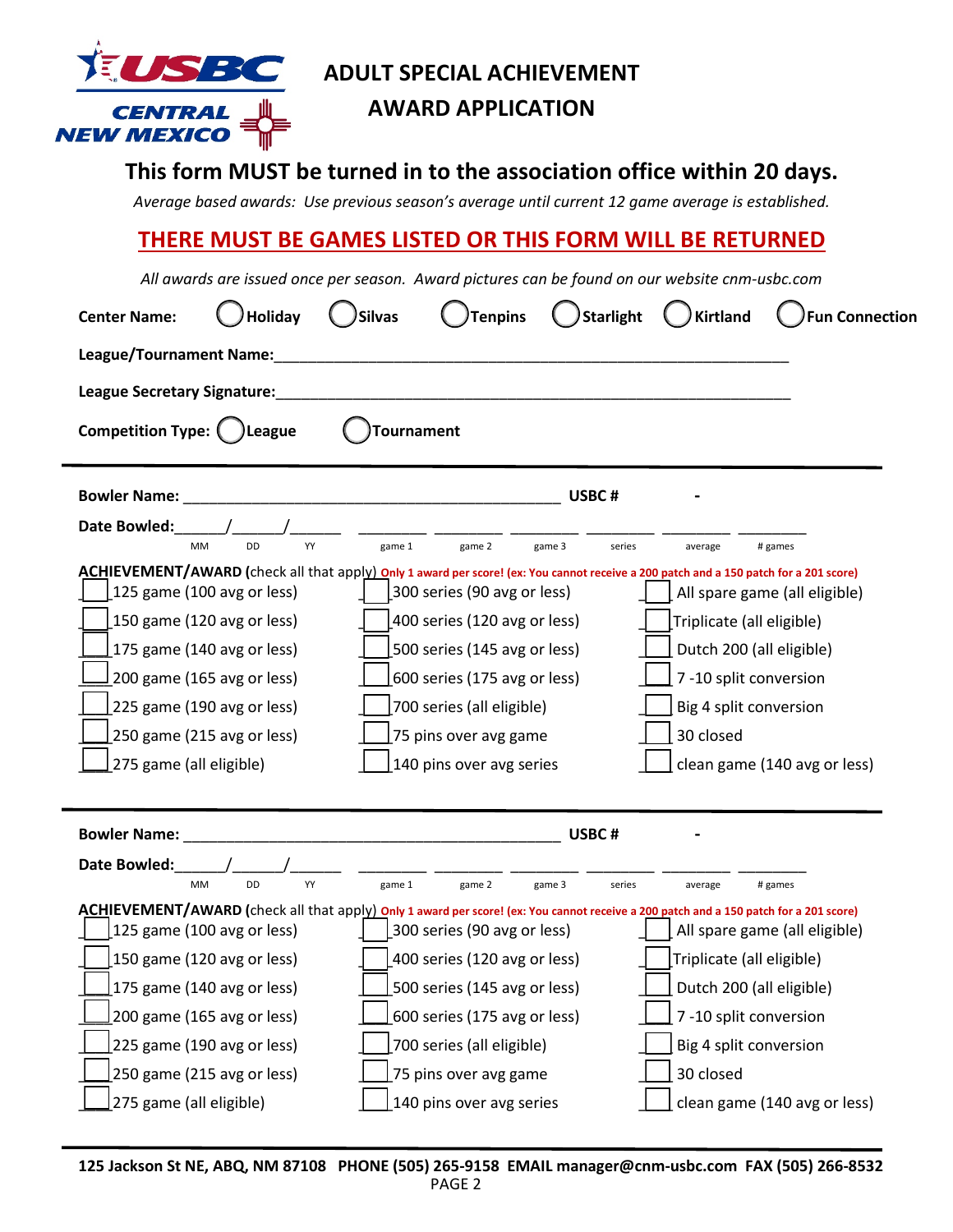USBC CENTRAL NEW MEXICO

# ADULT SPECIAL ACHIEVEMENT AWARD APPLICATION

## This form MUST be turned in to the association office within 20 days.

*Average based awards: Use previous season's average until current 12 game average is established.*

**THERE MUST BE GAMES LISTED OR THIS FORM WILL BE RETURNED**

*All awards are issued once per season. Award pictures can be found on our website cnm-usbc.com*

**Center Name:** ◯ Holiday ◯ Silvas ◯ Tenpins ◯ Starlight ◯ Kirtland ◯ Fun Connection

**League/Tournament Name:**_______________________________________________

**League Secretary Signature:**_______________________________________________

**Competition Type:** ◯ League ◯ Tournament

---

**Bowler Name:** _______________________________________ **USBC #** -

**Date Bowled:**_____/_____/_____ ________ ________ ________ ________ ________ ________

MM DD YY game 1 game 2 game 3 series average # games

**ACHIEVEMENT/AWARD** (check all that apply) **Only 1 award per score! (ex: You cannot receive a 200 patch and a 150 patch for a 201 score)**

| | | |
|---|---|---|
| ☐ 125 game (100 avg or less) | ☐ 300 series (90 avg or less) | ☐ All spare game (all eligible) |
| ☐ 150 game (120 avg or less) | ☐ 400 series (120 avg or less) | ☐ Triplicate (all eligible) |
| ☐ 175 game (140 avg or less) | ☐ 500 series (145 avg or less) | ☐ Dutch 200 (all eligible) |
| ☐ 200 game (165 avg or less) | ☐ 600 series (175 avg or less) | ☐ 7 -10 split conversion |
| ☐ 225 game (190 avg or less) | ☐ 700 series (all eligible) | ☐ Big 4 split conversion |
| ☐ 250 game (215 avg or less) | ☐ 75 pins over avg game | ☐ 30 closed |
| ☐ 275 game (all eligible) | ☐ 140 pins over avg series | ☐ clean game (140 avg or less) |

---

**Bowler Name:** _______________________________________ **USBC #** -

**Date Bowled:**_____/_____/_____ ________ ________ ________ ________ ________ ________

MM DD YY game 1 game 2 game 3 series average # games

**ACHIEVEMENT/AWARD** (check all that apply) **Only 1 award per score! (ex: You cannot receive a 200 patch and a 150 patch for a 201 score)**

| | | |
|---|---|---|
| ☐ 125 game (100 avg or less) | ☐ 300 series (90 avg or less) | ☐ All spare game (all eligible) |
| ☐ 150 game (120 avg or less) | ☐ 400 series (120 avg or less) | ☐ Triplicate (all eligible) |
| ☐ 175 game (140 avg or less) | ☐ 500 series (145 avg or less) | ☐ Dutch 200 (all eligible) |
| ☐ 200 game (165 avg or less) | ☐ 600 series (175 avg or less) | ☐ 7 -10 split conversion |
| ☐ 225 game (190 avg or less) | ☐ 700 series (all eligible) | ☐ Big 4 split conversion |
| ☐ 250 game (215 avg or less) | ☐ 75 pins over avg game | ☐ 30 closed |
| ☐ 275 game (all eligible) | ☐ 140 pins over avg series | ☐ clean game (140 avg or less) |

---

**125 Jackson St NE, ABQ, NM 87108 PHONE (505) 265-9158 EMAIL manager@cnm-usbc.com FAX (505) 266-8532**